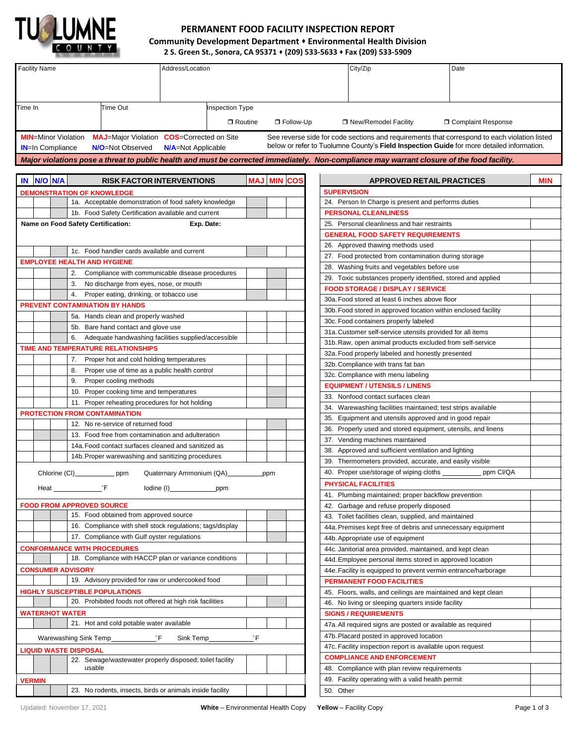# TUOLUMNE COUNTY

## PERMANENT FOOD FACILITY INSPECTION REPORT

**Community Development Department ♦ Environmental Health Division**

**2 S. Green St., Sonora, CA 95371 ♦ (209) 533-5633 ♦ Fax (209) 533-5909**

| Facility Name | Address/Location | City/Zip | Date |
|---|---|---|---|
| | | | |

| Time In | Time Out | Inspection Type |
|---|---|---|
| | | ❐ Routine ❐ Follow-Up ❐ New/Remodel Facility ❐ Complaint Response |

**MIN**=Minor Violation **MAJ**=Major Violation **COS**=Corrected on Site
**IN**=In Compliance **N/O**=Not Observed **N/A**=Not Applicable

See reverse side for code sections and requirements that correspond to each violation listed below or refer to Tuolumne County's **Field Inspection Guide** for more detailed information.

***Major violations pose a threat to public health and must be corrected immediately. Non-compliance may warrant closure of the food facility.***

| IN | N/O | N/A | RISK FACTOR INTERVENTIONS | MAJ | MIN | COS |
|---|---|---|---|---|---|---|
| | | | **DEMONSTRATION OF KNOWLEDGE** | | | |
| | | | 1a. Acceptable demonstration of food safety knowledge | | | |
| | | | 1b. Food Safety Certification available and current | | | |
| | | | **Name on Food Safety Certification:** **Exp. Date:** | | | |
| | | | 1c. Food handler cards available and current | | | |
| | | | **EMPLOYEE HEALTH AND HYGIENE** | | | |
| | | | 2. Compliance with communicable disease procedures | | | |
| | | | 3. No discharge from eyes, nose, or mouth | | | |
| | | | 4. Proper eating, drinking, or tobacco use | | | |
| | | | **PREVENT CONTAMINATION BY HANDS** | | | |
| | | | 5a. Hands clean and properly washed | | | |
| | | | 5b. Bare hand contact and glove use | | | |
| | | | 6. Adequate handwashing facilities supplied/accessible | | | |
| | | | **TIME AND TEMPERATURE RELATIONSHIPS** | | | |
| | | | 7. Proper hot and cold holding temperatures | | | |
| | | | 8. Proper use of time as a public health control | | | |
| | | | 9. Proper cooling methods | | | |
| | | | 10. Proper cooking time and temperatures | | | |
| | | | 11. Proper reheating procedures for hot holding | | | |
| | | | **PROTECTION FROM CONTAMINATION** | | | |
| | | | 12. No re-service of returned food | | | |
| | | | 13. Food free from contamination and adulteration | | | |
| | | | 14a. Food contact surfaces cleaned and sanitized as | | | |
| | | | 14b. Proper warewashing and sanitizing procedures | | | |
| | | | Chlorine (Cl)__________ ppm Quaternary Ammonium (QA)________ppm | | | |
| | | | Heat ___________˚F Iodine (I)___________ppm | | | |
| | | | **FOOD FROM APPROVED SOURCE** | | | |
| | | | 15. Food obtained from approved source | | | |
| | | | 16. Compliance with shell stock regulations; tags/display | | | |
| | | | 17. Compliance with Gulf oyster regulations | | | |
| | | | **CONFORMANCE WITH PROCEDURES** | | | |
| | | | 18. Compliance with HACCP plan or variance conditions | | | |
| | | | **CONSUMER ADVISORY** | | | |
| | | | 19. Advisory provided for raw or undercooked food | | | |
| | | | **HIGHLY SUSCEPTIBLE POPULATIONS** | | | |
| | | | 20. Prohibited foods not offered at high risk facilities | | | |
| | | | **WATER/HOT WATER** | | | |
| | | | 21. Hot and cold potable water available | | | |
| | | | Warewashing Sink Temp__________˚F Sink Temp__________˚F | | | |
| | | | **LIQUID WASTE DISPOSAL** | | | |
| | | | 22. Sewage/wastewater properly disposed; toilet facility usable | | | |
| | | | **VERMIN** | | | |
| | | | 23. No rodents, insects, birds or animals inside facility | | | |

| APPROVED RETAIL PRACTICES | MIN |
|---|---|
| **SUPERVISION** | |
| 24. Person In Charge is present and performs duties | |
| **PERSONAL CLEANLINESS** | |
| 25. Personal cleanliness and hair restraints | |
| **GENERAL FOOD SAFETY REQUIREMENTS** | |
| 26. Approved thawing methods used | |
| 27. Food protected from contamination during storage | |
| 28. Washing fruits and vegetables before use | |
| 29. Toxic substances properly identified, stored and applied | |
| **FOOD STORAGE / DISPLAY / SERVICE** | |
| 30a. Food stored at least 6 inches above floor | |
| 30b. Food stored in approved location within enclosed facility | |
| 30c. Food containers properly labeled | |
| 31a. Customer self-service utensils provided for all items | |
| 31b. Raw, open animal products excluded from self-service | |
| 32a. Food properly labeled and honestly presented | |
| 32b. Compliance with trans fat ban | |
| 32c. Compliance with menu labeling | |
| **EQUIPMENT / UTENSILS / LINENS** | |
| 33. Nonfood contact surfaces clean | |
| 34. Warewashing facilities maintained; test strips available | |
| 35. Equipment and utensils approved and in good repair | |
| 36. Properly used and stored equipment, utensils, and linens | |
| 37. Vending machines maintained | |
| 38. Approved and sufficient ventilation and lighting | |
| 39. Thermometers provided, accurate, and easily visible | |
| 40. Proper use/storage of wiping cloths __________ ppm Cl/QA | |
| **PHYSICAL FACILITIES** | |
| 41. Plumbing maintained; proper backflow prevention | |
| 42. Garbage and refuse properly disposed | |
| 43. Toilet facilities clean, supplied, and maintained | |
| 44a. Premises kept free of debris and unnecessary equipment | |
| 44b. Appropriate use of equipment | |
| 44c. Janitorial area provided, maintained, and kept clean | |
| 44d. Employee personal items stored in approved location | |
| 44e. Facility is equipped to prevent vermin entrance/harborage | |
| **PERMANENT FOOD FACILITIES** | |
| 45. Floors, walls, and ceilings are maintained and kept clean | |
| 46. No living or sleeping quarters inside facility | |
| **SIGNS / REQUIREMENTS** | |
| 47a. All required signs are posted or available as required | |
| 47b. Placard posted in approved location | |
| 47c. Facility inspection report is available upon request | |
| **COMPLIANCE AND ENFORCEMENT** | |
| 48. Compliance with plan review requirements | |
| 49. Facility operating with a valid health permit | |
| 50. Other | |

Updated: November 17, 2021 **White** – Environmental Health Copy **Yellow** – Facility Copy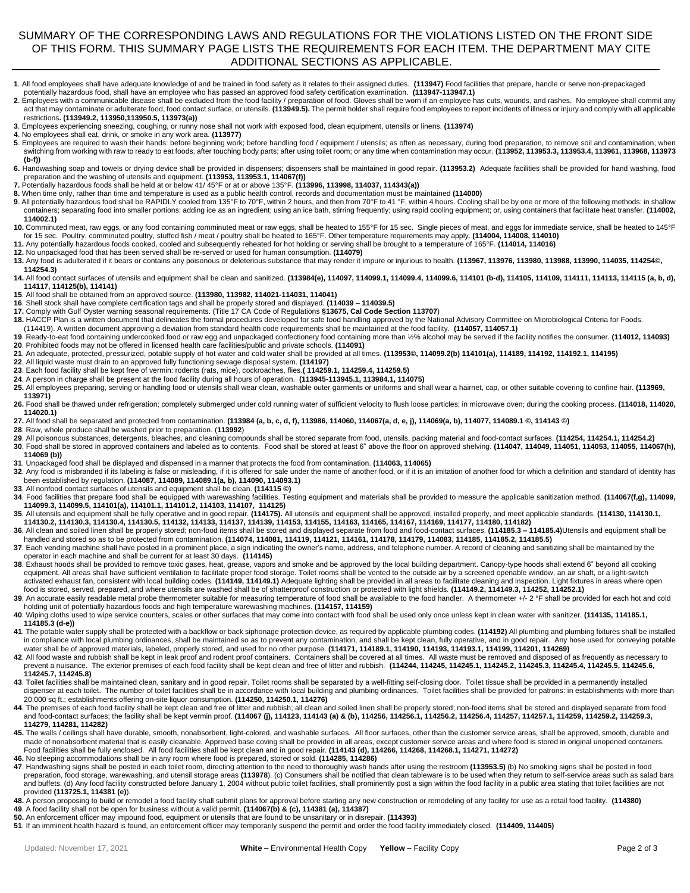# SUMMARY OF THE CORRESPONDING LAWS AND REGULATIONS FOR THE VIOLATIONS LISTED ON THE FRONT SIDE OF THIS FORM. THIS SUMMARY PAGE LISTS THE REQUIREMENTS FOR EACH ITEM. THE DEPARTMENT MAY CITE ADDITIONAL SECTIONS AS APPLICABLE.

**1**. All food employees shall have adequate knowledge of and be trained in food safety as it relates to their assigned duties. **(113947)** Food facilities that prepare, handle or serve non-prepackaged potentially hazardous food, shall have an employee who has passed an approved food safety certification examination. **(113947-113947.1)**

**2**. Employees with a communicable disease shall be excluded from the food facility / preparation of food. Gloves shall be worn if an employee has cuts, wounds, and rashes. No employee shall commit any act that may contaminate or adulterate food, food contact surface, or utensils. **(113949.5).** The permit holder shall require food employees to report incidents of illness or injury and comply with all applicable restrictions**. (113949.2, 113950,113950.5, 113973(a))**

**3**. Employees experiencing sneezing, coughing, or runny nose shall not work with exposed food, clean equipment, utensils or linens. **(113974)**

**4**. No employees shall eat, drink, or smoke in any work area. **(113977)**

**5**. Employees are required to wash their hands: before beginning work; before handling food / equipment / utensils; as often as necessary, during food preparation, to remove soil and contamination; when switching from working with raw to ready to eat foods, after touching body parts; after using toilet room; or any time when contamination may occur. **(113952, 113953.3, 113953.4, 113961, 113968, 113973 (b-f))**

**6.** Handwashing soap and towels or drying device shall be provided in dispensers; dispensers shall be maintained in good repair. **(113953.2)** Adequate facilities shall be provided for hand washing, food preparation and the washing of utensils and equipment. **(113953, 113953.1, 114067(f))**

**7.** Potentially hazardous foods shall be held at or below 41/ 45°F or at or above 135°F. **(113996, 113998, 114037, 114343(a))**

**8.** When time only, rather than time and temperature is used as a public health control, records and documentation must be maintained **(114000)**

**9**. All potentially hazardous food shall be RAPIDLY cooled from 135°F to 70°F, within 2 hours, and then from 70°F to 41 °F, within 4 hours. Cooling shall be by one or more of the following methods: in shallow containers; separating food into smaller portions; adding ice as an ingredient; using an ice bath, stirring frequently; using rapid cooling equipment; or, using containers that facilitate heat transfer. **(114002, 114002.1)**

**10.** Comminuted meat, raw eggs, or any food containing comminuted meat or raw eggs, shall be heated to 155°F for 15 sec. Single pieces of meat, and eggs for immediate service, shall be heated to 145°F for 15 sec. Poultry, comminuted poultry, stuffed fish / meat / poultry shall be heated to 165°F. Other temperature requirements may apply. **(114004, 114008, 114010)**

**11.** Any potentially hazardous foods cooked, cooled and subsequently reheated for hot holding or serving shall be brought to a temperature of 165°F. **(114014, 114016)**

**12.** No unpackaged food that has been served shall be re-served or used for human consumption. **(114079)**

**13.** Any food is adulterated if it bears or contains any poisonous or deleterious substance that may render it impure or injurious to health. **(113967, 113976, 113980, 113988, 113990, 114035, 114254©, 114254.3)**

**14.** All food contact surfaces of utensils and equipment shall be clean and sanitized. **(113984(e), 114097, 114099.1, 114099.4, 114099.6, 114101 (b-d), 114105, 114109, 114111, 114113, 114115 (a, b, d), 114117, 114125(b), 114141)**

**15**. All food shall be obtained from an approved source. **(113980, 113982, 114021-114031, 114041)**

**16**. Shell stock shall have complete certification tags and shall be properly stored and displayed. **(114039 – 114039.5)**

**17.** Comply with Gulf Oyster warning seasonal requirements. (Title 17 CA Code of Regulations **§13675, Cal Code Section 113707**)

**18.** HACCP Plan is a written document that delineates the formal procedures developed for safe food handling approved by the National Advisory Committee on Microbiological Criteria for Foods. (114419). A written document approving a deviation from standard health code requirements shall be maintained at the food facility. **(114057, 114057.1)**

**19**. Ready-to-eat food containing undercooked food or raw egg and unpackaged confectionery food containing more than ½% alcohol may be served if the facility notifies the consumer. **(114012, 114093)**

**20**. Prohibited foods may not be offered in licensed health care facilities/public and private schools. **(114091)**

**21**. An adequate, protected, pressurized, potable supply of hot water and cold water shall be provided at all times. **(113953©, 114099.2(b) 114101(a), 114189, 114192, 114192.1, 114195)**

**22**. All liquid waste must drain to an approved fully functioning sewage disposal system. **(114197)**

**23**. Each food facility shall be kept free of vermin: rodents (rats, mice), cockroaches, flies.**( 114259.1, 114259.4, 114259.5)**

**24**. A person in charge shall be present at the food facility during all hours of operation. **(113945-113945.1, 113984.1, 114075)**

**25.** All employees preparing, serving or handling food or utensils shall wear clean, washable outer garments or uniforms and shall wear a hairnet, cap, or other suitable covering to confine hair. **(113969, 113971)**

**26.** Food shall be thawed under refrigeration; completely submerged under cold running water of sufficient velocity to flush loose particles; in microwave oven; during the cooking process. **(114018, 114020, 114020.1)**

**27.** All food shall be separated and protected from contamination. **(113984 (a, b, c, d, f), 113986, 114060, 114067(a, d, e, j), 114069(a, b), 114077, 114089.1 ©, 114143 ©)**

**28**. Raw, whole produce shall be washed prior to preparation. (**113992**)

**29**. All poisonous substances, detergents, bleaches, and cleaning compounds shall be stored separate from food, utensils, packing material and food-contact surfaces. **(114254, 114254.1, 114254.2)**

**30**. Food shall be stored in approved containers and labeled as to contents. Food shall be stored at least 6" above the floor on approved shelving. **(114047, 114049, 114051, 114053, 114055, 114067(h), 114069 (b))**

**31**. Unpackaged food shall be displayed and dispensed in a manner that protects the food from contamination. **(114063, 114065)**

**32**. Any food is misbranded if its labeling is false or misleading, if it is offered for sale under the name of another food, or if it is an imitation of another food for which a definition and standard of identity has been established by regulation. **(114087, 114089, 114089.1(a, b), 114090, 114093.1)**

**33**. All nonfood contact surfaces of utensils and equipment shall be clean. **(114115 ©)**

**34**. Food facilities that prepare food shall be equipped with warewashing facilities. Testing equipment and materials shall be provided to measure the applicable sanitization method. **(114067(f,g), 114099, 114099.3, 114099.5, 114101(a), 114101.1, 114101.2, 114103, 114107, 114125)**

**35**. All utensils and equipment shall be fully operative and in good repair. **(114175).** All utensils and equipment shall be approved, installed properly, and meet applicable standards. **(114130, 114130.1, 114130.2, 114130.3, 114130.4, 114130.5, 114132, 114133, 114137, 114139, 114153, 114155, 114163, 114165, 114167, 114169, 114177, 114180, 114182)**

**36**. All clean and soiled linen shall be properly stored; non-food items shall be stored and displayed separate from food and food-contact surfaces. **(114185.3 – 114185.4)**Utensils and equipment shall be handled and stored so as to be protected from contamination. **(114074, 114081, 114119, 114121, 114161, 114178, 114179, 114083, 114185, 114185.2, 114185.5)**

**37**. Each vending machine shall have posted in a prominent place, a sign indicating the owner's name, address, and telephone number. A record of cleaning and sanitizing shall be maintained by the operator in each machine and shall be current for at least 30 days. **(114145)**

**38**. Exhaust hoods shall be provided to remove toxic gases, heat, grease, vapors and smoke and be approved by the local building department. Canopy-type hoods shall extend 6" beyond all cooking equipment. All areas shall have sufficient ventilation to facilitate proper food storage. Toilet rooms shall be vented to the outside air by a screened openable window, an air shaft, or a light-switch activated exhaust fan, consistent with local building codes. **(114149, 114149.1)** Adequate lighting shall be provided in all areas to facilitate cleaning and inspection. Light fixtures in areas where open food is stored, served, prepared, and where utensils are washed shall be of shatterproof construction or protected with light shields. **(114149.2, 114149.3, 114252, 114252.1)**

**39**. An accurate easily readable metal probe thermometer suitable for measuring temperature of food shall be available to the food handler. A thermometer +/- 2 °F shall be provided for each hot and cold holding unit of potentially hazardous foods and high temperature warewashing machines. **(114157, 114159)**

**40**. Wiping cloths used to wipe service counters, scales or other surfaces that may come into contact with food shall be used only once unless kept in clean water with sanitizer. **(114135, 114185.1, 114185.3 (d-e))**

**41**. The potable water supply shall be protected with a backflow or back siphonage protection device, as required by applicable plumbing codes. **(114192)** All plumbing and plumbing fixtures shall be installed in compliance with local plumbing ordinances, shall be maintained so as to prevent any contamination, and shall be kept clean, fully operative, and in good repair. Any hose used for conveying potable water shall be of approved materials, labeled, properly stored, and used for no other purpose. **(114171, 114189.1, 114190, 114193, 114193.1, 114199, 114201, 114269)**

**42**. All food waste and rubbish shall be kept in leak proof and rodent proof containers. Containers shall be covered at all times. All waste must be removed and disposed of as frequently as necessary to prevent a nuisance. The exterior premises of each food facility shall be kept clean and free of litter and rubbish. **(114244, 114245, 114245.1, 114245.2, 114245.3, 114245.4, 114245.5, 114245.6, 114245.7, 114245.8)**

**43**. Toilet facilities shall be maintained clean, sanitary and in good repair. Toilet rooms shall be separated by a well-fitting self-closing door. Toilet tissue shall be provided in a permanently installed dispenser at each toilet. The number of toilet facilities shall be in accordance with local building and plumbing ordinances. Toilet facilities shall be provided for patrons: in establishments with more than 20,000 sq ft.; establishments offering on-site liquor consumption. **(114250, 114250.1, 114276)**

**44**. The premises of each food facility shall be kept clean and free of litter and rubbish; all clean and soiled linen shall be properly stored; non-food items shall be stored and displayed separate from food and food-contact surfaces; the facility shall be kept vermin proof. **(114067 (j), 114123, 114143 (a) & (b), 114256, 114256.1, 114256.2, 114256.4, 114257, 114257.1, 114259, 114259.2, 114259.3, 114279, 114281, 114282)**

**45.** The walls / ceilings shall have durable, smooth, nonabsorbent, light-colored, and washable surfaces. All floor surfaces, other than the customer service areas, shall be approved, smooth, durable and made of nonabsorbent material that is easily cleanable. Approved base coving shall be provided in all areas, except customer service areas and where food is stored in original unopened containers. Food facilities shall be fully enclosed. All food facilities shall be kept clean and in good repair. **(114143 (d), 114266, 114268, 114268.1, 114271, 114272)**

**46.** No sleeping accommodations shall be in any room where food is prepared, stored or sold. **(114285, 114286)**

**47**. Handwashing signs shall be posted in each toilet room, directing attention to the need to thoroughly wash hands after using the restroom **(113953.5)** (b) No smoking signs shall be posted in food preparation, food storage, warewashing, and utensil storage areas **(113978**). (c) Consumers shall be notified that clean tableware is to be used when they return to self-service areas such as salad bars and buffets. (d) Any food facility constructed before January 1, 2004 without public toilet facilities, shall prominently post a sign within the food facility in a public area stating that toilet facilities are not provided **(113725.1, 114381 (e)**).

**48.** A person proposing to build or remodel a food facility shall submit plans for approval before starting any new construction or remodeling of any facility for use as a retail food facility. **(114380)**

**49**. A food facility shall not be open for business without a valid permit. **(114067(b) & (c), 114381 (a), 114387)**

**50.** An enforcement officer may impound food, equipment or utensils that are found to be unsanitary or in disrepair. **(114393)**

**51**. If an imminent health hazard is found, an enforcement officer may temporarily suspend the permit and order the food facility immediately closed. **(114409, 114405)**

Updated: November 17, 2021 **White** – Environmental Health Copy **Yellow** – Facility Copy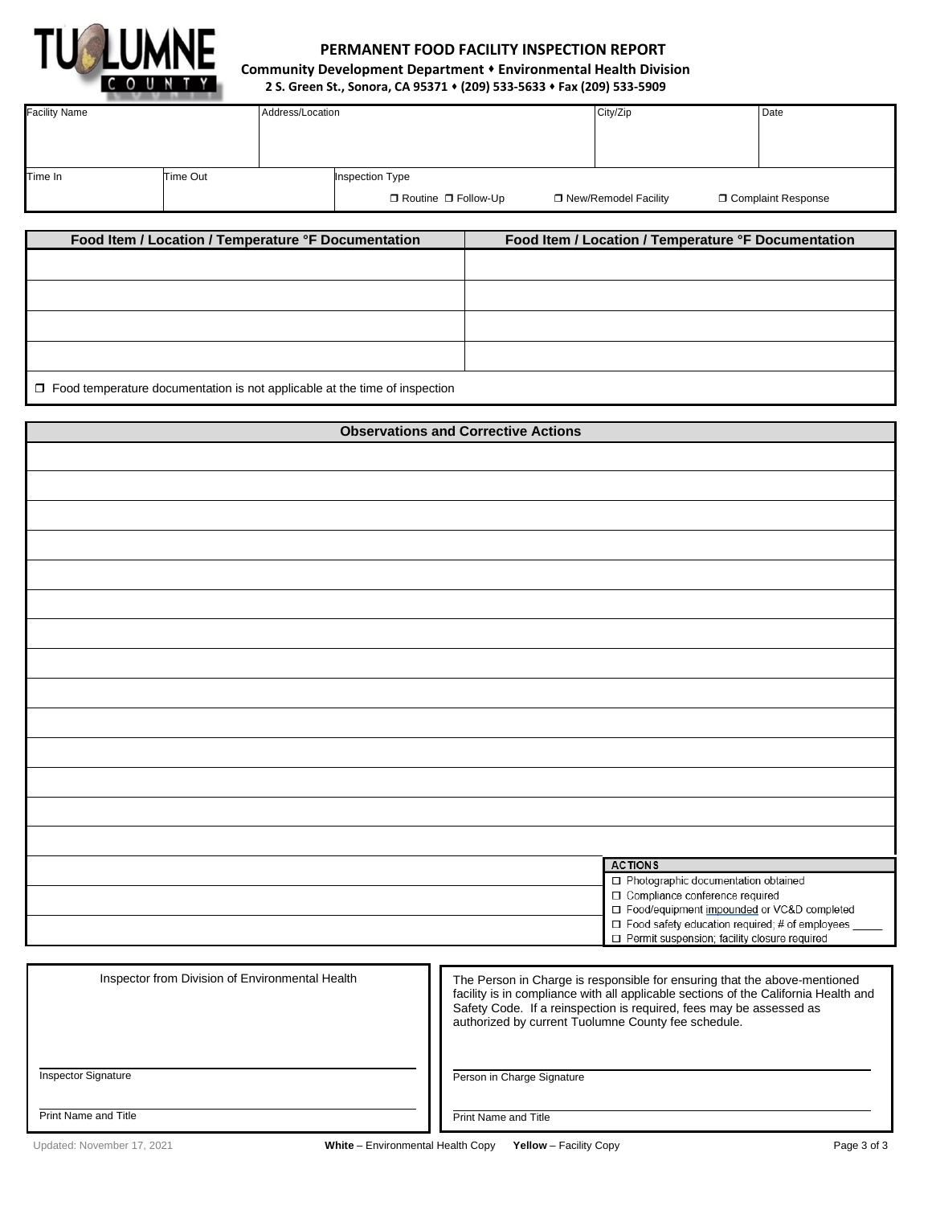# PERMANENT FOOD FACILITY INSPECTION REPORT

**Community Development Department ♦ Environmental Health Division**

**2 S. Green St., Sonora, CA 95371 ♦ (209) 533-5633 ♦ Fax (209) 533-5909**

| Facility Name | Address/Location | City/Zip | Date |
|---|---|---|---|
| | | | |

| Time In | Time Out | Inspection Type |
|---|---|---|
| | | ☐ Routine ☐ Follow-Up ☐ New/Remodel Facility ☐ Complaint Response |

| Food Item / Location / Temperature °F Documentation | Food Item / Location / Temperature °F Documentation |
|---|---|
| | |
| | |
| | |
| | |

☐ Food temperature documentation is not applicable at the time of inspection

## Observations and Corrective Actions

| |
|---|
| |
| |
| |
| |
| |
| |
| |
| |
| |
| |
| |
| |
| |
| |
| |
| |
| |

**ACTIONS**

☐ Photographic documentation obtained

☐ Compliance conference required

☐ Food/equipment impounded or VC&D completed

☐ Food safety education required; # of employees _____

☐ Permit suspension; facility closure required

Inspector from Division of Environmental Health

Inspector Signature

Print Name and Title

The Person in Charge is responsible for ensuring that the above-mentioned facility is in compliance with all applicable sections of the California Health and Safety Code. If a reinspection is required, fees may be assessed as authorized by current Tuolumne County fee schedule.

Person in Charge Signature

Print Name and Title

Updated: November 17, 2021

**White** – Environmental Health Copy **Yellow** – Facility Copy